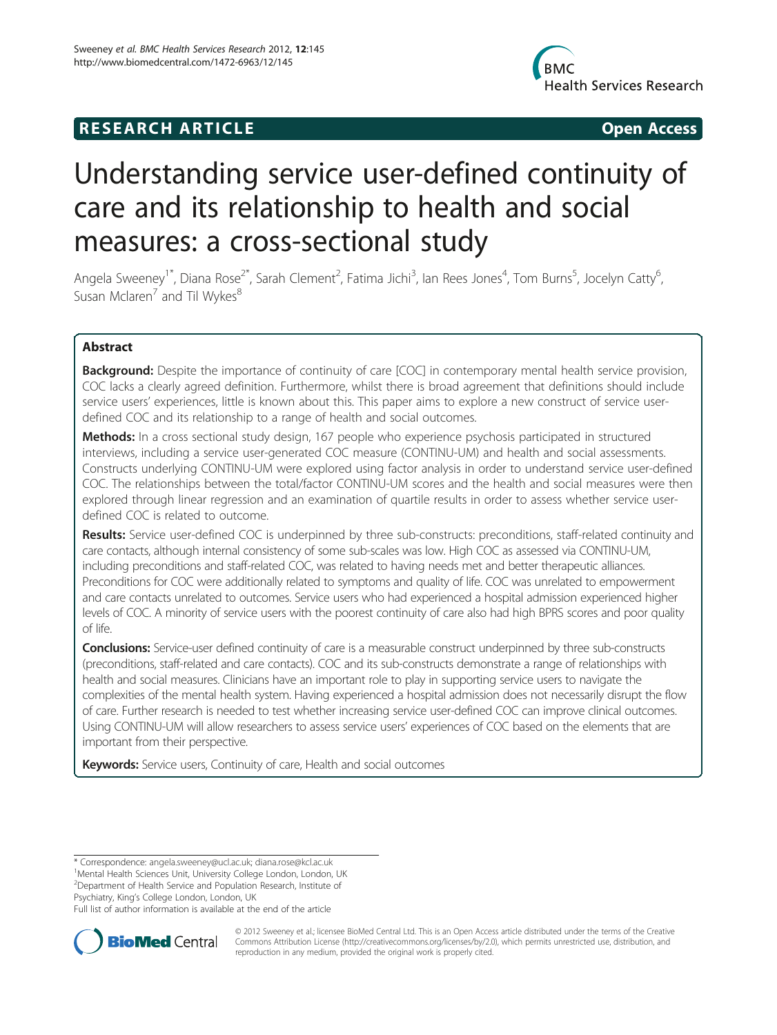**RESEARCH ARTICLE** **Open Access**

# Understanding service user-defined continuity of care and its relationship to health and social measures: a cross-sectional study

Angela Sweeney[1*], Diana Rose[2*], Sarah Clement[2], Fatima Jichi[3], Ian Rees Jones[4], Tom Burns[5], Jocelyn Catty[6], Susan Mclaren[7] and Til Wykes[8]

## Abstract

**Background:** Despite the importance of continuity of care [COC] in contemporary mental health service provision, COC lacks a clearly agreed definition. Furthermore, whilst there is broad agreement that definitions should include service users' experiences, little is known about this. This paper aims to explore a new construct of service user-defined COC and its relationship to a range of health and social outcomes.

**Methods:** In a cross sectional study design, 167 people who experience psychosis participated in structured interviews, including a service user-generated COC measure (CONTINU-UM) and health and social assessments. Constructs underlying CONTINU-UM were explored using factor analysis in order to understand service user-defined COC. The relationships between the total/factor CONTINU-UM scores and the health and social measures were then explored through linear regression and an examination of quartile results in order to assess whether service user-defined COC is related to outcome.

**Results:** Service user-defined COC is underpinned by three sub-constructs: preconditions, staff-related continuity and care contacts, although internal consistency of some sub-scales was low. High COC as assessed via CONTINU-UM, including preconditions and staff-related COC, was related to having needs met and better therapeutic alliances. Preconditions for COC were additionally related to symptoms and quality of life. COC was unrelated to empowerment and care contacts unrelated to outcomes. Service users who had experienced a hospital admission experienced higher levels of COC. A minority of service users with the poorest continuity of care also had high BPRS scores and poor quality of life.

**Conclusions:** Service-user defined continuity of care is a measurable construct underpinned by three sub-constructs (preconditions, staff-related and care contacts). COC and its sub-constructs demonstrate a range of relationships with health and social measures. Clinicians have an important role to play in supporting service users to navigate the complexities of the mental health system. Having experienced a hospital admission does not necessarily disrupt the flow of care. Further research is needed to test whether increasing service user-defined COC can improve clinical outcomes. Using CONTINU-UM will allow researchers to assess service users' experiences of COC based on the elements that are important from their perspective.

**Keywords:** Service users, Continuity of care, Health and social outcomes

---

* Correspondence: angela.sweeney@ucl.ac.uk; diana.rose@kcl.ac.uk
[1]Mental Health Sciences Unit, University College London, London, UK
[2]Department of Health Service and Population Research, Institute of Psychiatry, King's College London, London, UK
Full list of author information is available at the end of the article

© 2012 Sweeney et al.; licensee BioMed Central Ltd. This is an Open Access article distributed under the terms of the Creative Commons Attribution License (http://creativecommons.org/licenses/by/2.0), which permits unrestricted use, distribution, and reproduction in any medium, provided the original work is properly cited.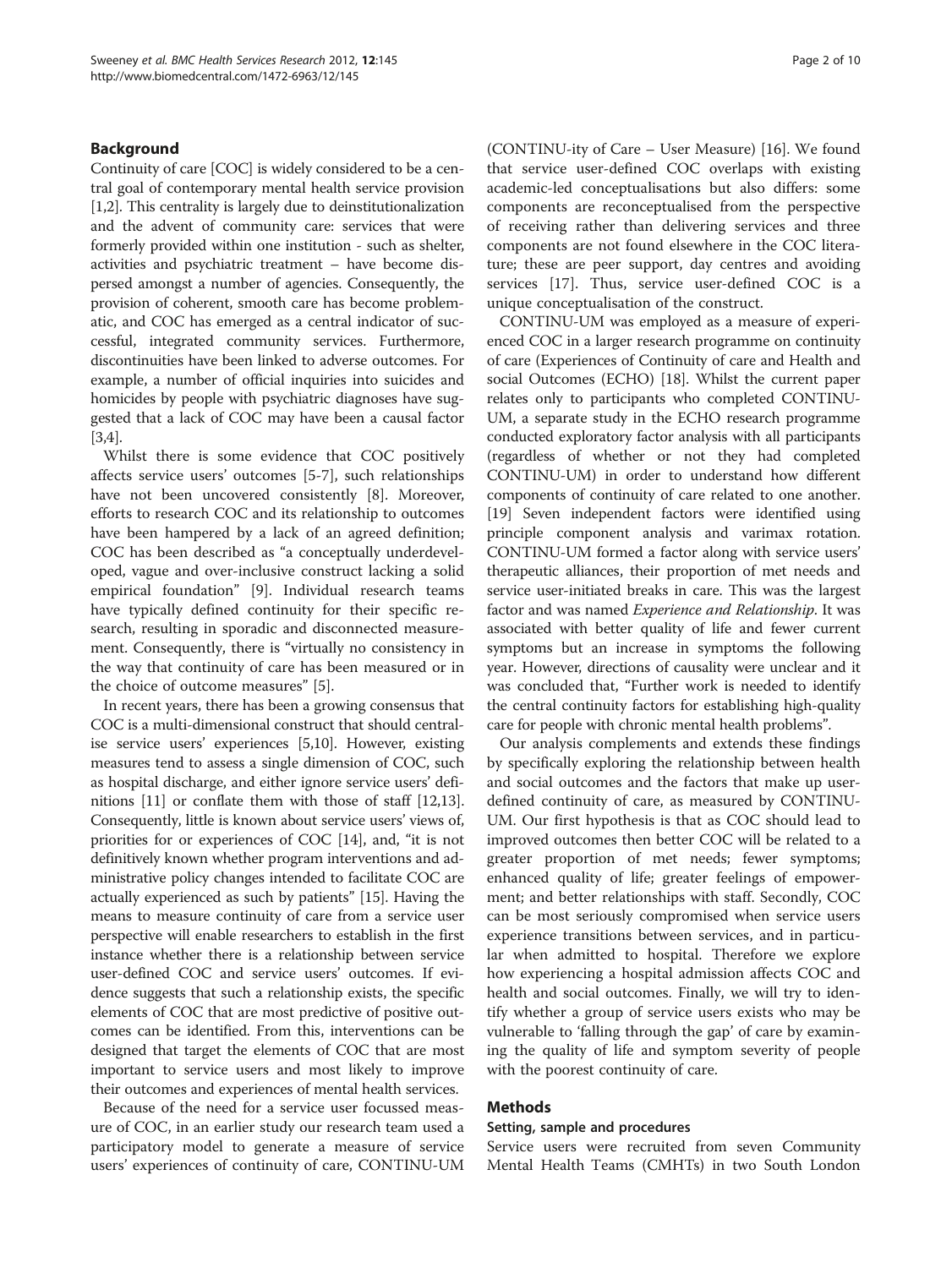## Background

Continuity of care [COC] is widely considered to be a central goal of contemporary mental health service provision [1,2]. This centrality is largely due to deinstitutionalization and the advent of community care: services that were formerly provided within one institution - such as shelter, activities and psychiatric treatment – have become dispersed amongst a number of agencies. Consequently, the provision of coherent, smooth care has become problematic, and COC has emerged as a central indicator of successful, integrated community services. Furthermore, discontinuities have been linked to adverse outcomes. For example, a number of official inquiries into suicides and homicides by people with psychiatric diagnoses have suggested that a lack of COC may have been a causal factor [3,4].

Whilst there is some evidence that COC positively affects service users' outcomes [5-7], such relationships have not been uncovered consistently [8]. Moreover, efforts to research COC and its relationship to outcomes have been hampered by a lack of an agreed definition; COC has been described as "a conceptually underdeveloped, vague and over-inclusive construct lacking a solid empirical foundation" [9]. Individual research teams have typically defined continuity for their specific research, resulting in sporadic and disconnected measurement. Consequently, there is "virtually no consistency in the way that continuity of care has been measured or in the choice of outcome measures" [5].

In recent years, there has been a growing consensus that COC is a multi-dimensional construct that should centralise service users' experiences [5,10]. However, existing measures tend to assess a single dimension of COC, such as hospital discharge, and either ignore service users' definitions [11] or conflate them with those of staff [12,13]. Consequently, little is known about service users' views of, priorities for or experiences of COC [14], and, "it is not definitively known whether program interventions and administrative policy changes intended to facilitate COC are actually experienced as such by patients" [15]. Having the means to measure continuity of care from a service user perspective will enable researchers to establish in the first instance whether there is a relationship between service user-defined COC and service users' outcomes. If evidence suggests that such a relationship exists, the specific elements of COC that are most predictive of positive outcomes can be identified. From this, interventions can be designed that target the elements of COC that are most important to service users and most likely to improve their outcomes and experiences of mental health services.

Because of the need for a service user focussed measure of COC, in an earlier study our research team used a participatory model to generate a measure of service users' experiences of continuity of care, CONTINU-UM (CONTINU-ity of Care – User Measure) [16]. We found that service user-defined COC overlaps with existing academic-led conceptualisations but also differs: some components are reconceptualised from the perspective of receiving rather than delivering services and three components are not found elsewhere in the COC literature; these are peer support, day centres and avoiding services [17]. Thus, service user-defined COC is a unique conceptualisation of the construct.

CONTINU-UM was employed as a measure of experienced COC in a larger research programme on continuity of care (Experiences of Continuity of care and Health and social Outcomes (ECHO) [18]. Whilst the current paper relates only to participants who completed CONTINU-UM, a separate study in the ECHO research programme conducted exploratory factor analysis with all participants (regardless of whether or not they had completed CONTINU-UM) in order to understand how different components of continuity of care related to one another. [19] Seven independent factors were identified using principle component analysis and varimax rotation. CONTINU-UM formed a factor along with service users' therapeutic alliances, their proportion of met needs and service user-initiated breaks in care. This was the largest factor and was named *Experience and Relationship*. It was associated with better quality of life and fewer current symptoms but an increase in symptoms the following year. However, directions of causality were unclear and it was concluded that, "Further work is needed to identify the central continuity factors for establishing high-quality care for people with chronic mental health problems".

Our analysis complements and extends these findings by specifically exploring the relationship between health and social outcomes and the factors that make up user-defined continuity of care, as measured by CONTINU-UM. Our first hypothesis is that as COC should lead to improved outcomes then better COC will be related to a greater proportion of met needs; fewer symptoms; enhanced quality of life; greater feelings of empowerment; and better relationships with staff. Secondly, COC can be most seriously compromised when service users experience transitions between services, and in particular when admitted to hospital. Therefore we explore how experiencing a hospital admission affects COC and health and social outcomes. Finally, we will try to identify whether a group of service users exists who may be vulnerable to 'falling through the gap' of care by examining the quality of life and symptom severity of people with the poorest continuity of care.

## Methods

### Setting, sample and procedures

Service users were recruited from seven Community Mental Health Teams (CMHTs) in two South London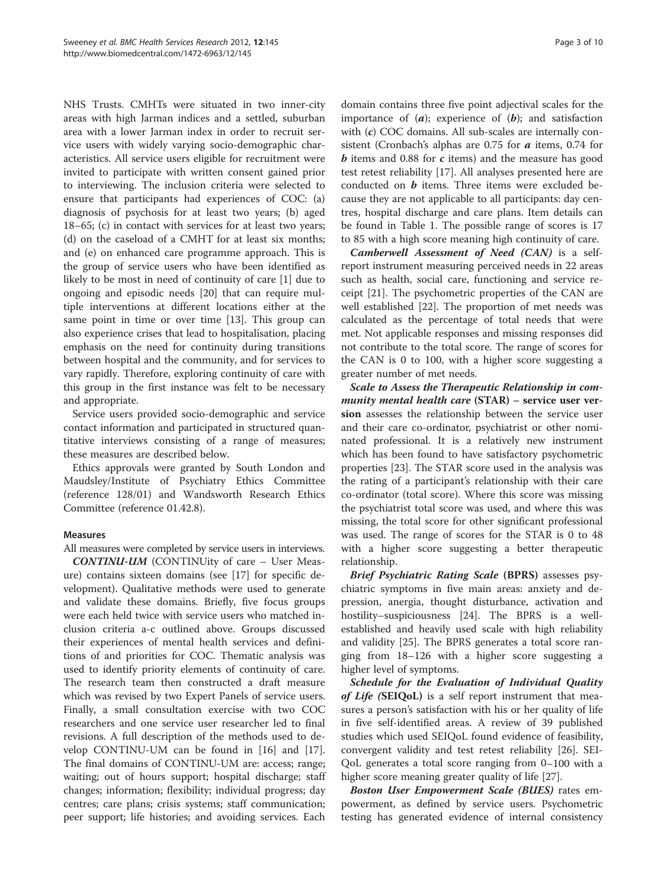NHS Trusts. CMHTs were situated in two inner-city areas with high Jarman indices and a settled, suburban area with a lower Jarman index in order to recruit service users with widely varying socio-demographic characteristics. All service users eligible for recruitment were invited to participate with written consent gained prior to interviewing. The inclusion criteria were selected to ensure that participants had experiences of COC: (a) diagnosis of psychosis for at least two years; (b) aged 18–65; (c) in contact with services for at least two years; (d) on the caseload of a CMHT for at least six months; and (e) on enhanced care programme approach. This is the group of service users who have been identified as likely to be most in need of continuity of care [1] due to ongoing and episodic needs [20] that can require multiple interventions at different locations either at the same point in time or over time [13]. This group can also experience crises that lead to hospitalisation, placing emphasis on the need for continuity during transitions between hospital and the community, and for services to vary rapidly. Therefore, exploring continuity of care with this group in the first instance was felt to be necessary and appropriate.

Service users provided socio-demographic and service contact information and participated in structured quantitative interviews consisting of a range of measures; these measures are described below.

Ethics approvals were granted by South London and Maudsley/Institute of Psychiatry Ethics Committee (reference 128/01) and Wandsworth Research Ethics Committee (reference 01.42.8).

#### Measures

All measures were completed by service users in interviews.

***CONTINU-UM*** (CONTINUity of care – User Measure) contains sixteen domains (see [17] for specific development). Qualitative methods were used to generate and validate these domains. Briefly, five focus groups were each held twice with service users who matched inclusion criteria a-c outlined above. Groups discussed their experiences of mental health services and definitions of and priorities for COC. Thematic analysis was used to identify priority elements of continuity of care. The research team then constructed a draft measure which was revised by two Expert Panels of service users. Finally, a small consultation exercise with two COC researchers and one service user researcher led to final revisions. A full description of the methods used to develop CONTINU-UM can be found in [16] and [17]. The final domains of CONTINU-UM are: access; range; waiting; out of hours support; hospital discharge; staff changes; information; flexibility; individual progress; day centres; care plans; crisis systems; staff communication; peer support; life histories; and avoiding services. Each domain contains three five point adjectival scales for the importance of (***a***); experience of (***b***); and satisfaction with (***c***) COC domains. All sub-scales are internally consistent (Cronbach's alphas are 0.75 for ***a*** items, 0.74 for ***b*** items and 0.88 for ***c*** items) and the measure has good test retest reliability [17]. All analyses presented here are conducted on ***b*** items. Three items were excluded because they are not applicable to all participants: day centres, hospital discharge and care plans. Item details can be found in Table 1. The possible range of scores is 17 to 85 with a high score meaning high continuity of care.

***Camberwell Assessment of Need (CAN)*** is a self-report instrument measuring perceived needs in 22 areas such as health, social care, functioning and service receipt [21]. The psychometric properties of the CAN are well established [22]. The proportion of met needs was calculated as the percentage of total needs that were met. Not applicable responses and missing responses did not contribute to the total score. The range of scores for the CAN is 0 to 100, with a higher score suggesting a greater number of met needs.

***Scale to Assess the Therapeutic Relationship in community mental health care* (STAR) – service user version** assesses the relationship between the service user and their care co-ordinator, psychiatrist or other nominated professional. It is a relatively new instrument which has been found to have satisfactory psychometric properties [23]. The STAR score used in the analysis was the rating of a participant's relationship with their care co-ordinator (total score). Where this score was missing the psychiatrist total score was used, and where this was missing, the total score for other significant professional was used. The range of scores for the STAR is 0 to 48 with a higher score suggesting a better therapeutic relationship.

***Brief Psychiatric Rating Scale* (BPRS)** assesses psychiatric symptoms in five main areas: anxiety and depression, anergia, thought disturbance, activation and hostility–suspiciousness [24]. The BPRS is a well-established and heavily used scale with high reliability and validity [25]. The BPRS generates a total score ranging from 18–126 with a higher score suggesting a higher level of symptoms.

***Schedule for the Evaluation of Individual Quality of Life (*SEIQoL)** is a self report instrument that measures a person's satisfaction with his or her quality of life in five self-identified areas. A review of 39 published studies which used SEIQoL found evidence of feasibility, convergent validity and test retest reliability [26]. SEIQoL generates a total score ranging from 0–100 with a higher score meaning greater quality of life [27].

***Boston User Empowerment Scale (BUES)*** rates empowerment, as defined by service users. Psychometric testing has generated evidence of internal consistency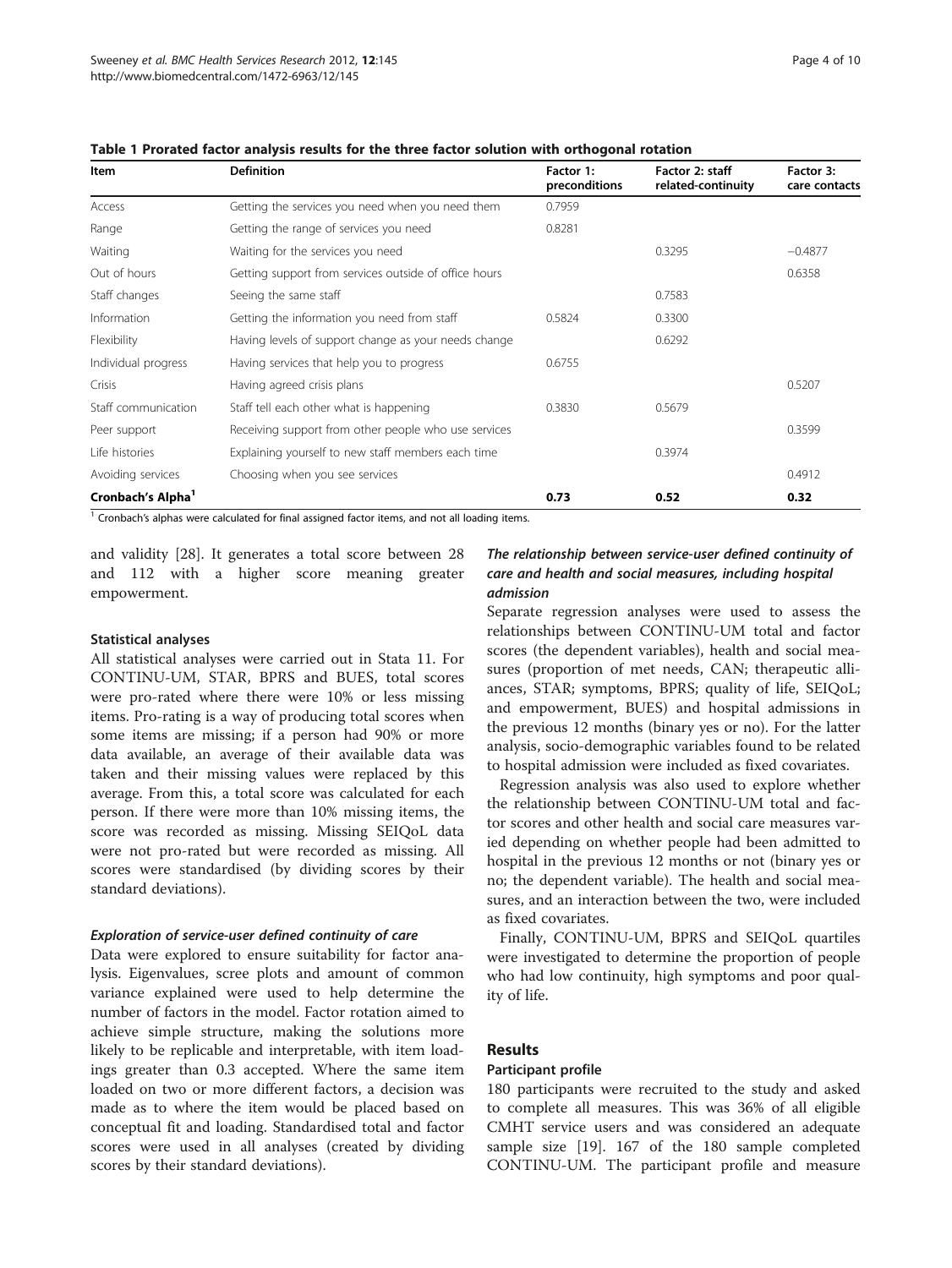**Table 1 Prorated factor analysis results for the three factor solution with orthogonal rotation**

| Item | Definition | Factor 1: preconditions | Factor 2: staff related-continuity | Factor 3: care contacts |
|---|---|---|---|---|
| Access | Getting the services you need when you need them | 0.7959 | | |
| Range | Getting the range of services you need | 0.8281 | | |
| Waiting | Waiting for the services you need | | 0.3295 | −0.4877 |
| Out of hours | Getting support from services outside of office hours | | | 0.6358 |
| Staff changes | Seeing the same staff | | 0.7583 | |
| Information | Getting the information you need from staff | 0.5824 | 0.3300 | |
| Flexibility | Having levels of support change as your needs change | | 0.6292 | |
| Individual progress | Having services that help you to progress | 0.6755 | | |
| Crisis | Having agreed crisis plans | | | 0.5207 |
| Staff communication | Staff tell each other what is happening | 0.3830 | 0.5679 | |
| Peer support | Receiving support from other people who use services | | | 0.3599 |
| Life histories | Explaining yourself to new staff members each time | | 0.3974 | |
| Avoiding services | Choosing when you see services | | | 0.4912 |
| **Cronbach's Alpha[1]** | | **0.73** | **0.52** | **0.32** |

[1] Cronbach's alphas were calculated for final assigned factor items, and not all loading items.

and validity [28]. It generates a total score between 28 and 112 with a higher score meaning greater empowerment.

#### Statistical analyses

All statistical analyses were carried out in Stata 11. For CONTINU-UM, STAR, BPRS and BUES, total scores were pro-rated where there were 10% or less missing items. Pro-rating is a way of producing total scores when some items are missing; if a person had 90% or more data available, an average of their available data was taken and their missing values were replaced by this average. From this, a total score was calculated for each person. If there were more than 10% missing items, the score was recorded as missing. Missing SEIQoL data were not pro-rated but were recorded as missing. All scores were standardised (by dividing scores by their standard deviations).

##### *Exploration of service-user defined continuity of care*

Data were explored to ensure suitability for factor analysis. Eigenvalues, scree plots and amount of common variance explained were used to help determine the number of factors in the model. Factor rotation aimed to achieve simple structure, making the solutions more likely to be replicable and interpretable, with item loadings greater than 0.3 accepted. Where the same item loaded on two or more different factors, a decision was made as to where the item would be placed based on conceptual fit and loading. Standardised total and factor scores were used in all analyses (created by dividing scores by their standard deviations).

##### *The relationship between service-user defined continuity of care and health and social measures, including hospital admission*

Separate regression analyses were used to assess the relationships between CONTINU-UM total and factor scores (the dependent variables), health and social measures (proportion of met needs, CAN; therapeutic alliances, STAR; symptoms, BPRS; quality of life, SEIQoL; and empowerment, BUES) and hospital admissions in the previous 12 months (binary yes or no). For the latter analysis, socio-demographic variables found to be related to hospital admission were included as fixed covariates.

Regression analysis was also used to explore whether the relationship between CONTINU-UM total and factor scores and other health and social care measures varied depending on whether people had been admitted to hospital in the previous 12 months or not (binary yes or no; the dependent variable). The health and social measures, and an interaction between the two, were included as fixed covariates.

Finally, CONTINU-UM, BPRS and SEIQoL quartiles were investigated to determine the proportion of people who had low continuity, high symptoms and poor quality of life.

### Results

#### Participant profile

180 participants were recruited to the study and asked to complete all measures. This was 36% of all eligible CMHT service users and was considered an adequate sample size [19]. 167 of the 180 sample completed CONTINU-UM. The participant profile and measure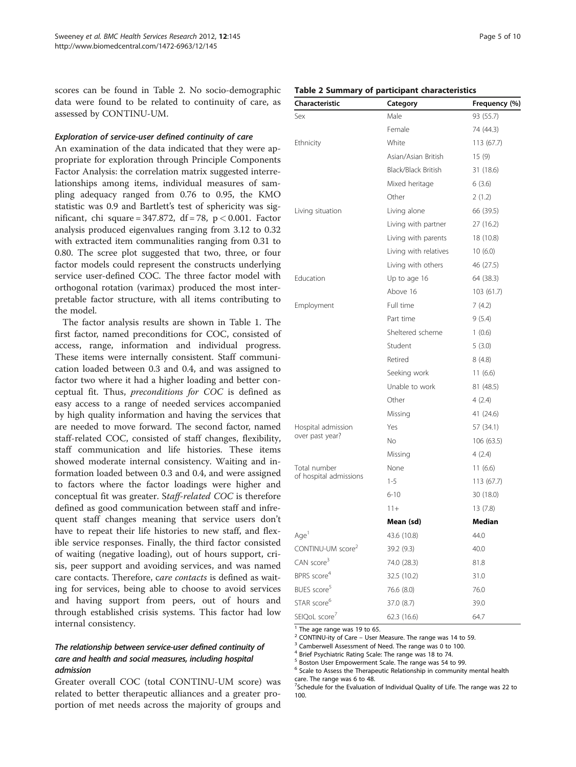scores can be found in Table 2. No socio-demographic data were found to be related to continuity of care, as assessed by CONTINU-UM.

#### *Exploration of service-user defined continuity of care*

An examination of the data indicated that they were appropriate for exploration through Principle Components Factor Analysis: the correlation matrix suggested interrelationships among items, individual measures of sampling adequacy ranged from 0.76 to 0.95, the KMO statistic was 0.9 and Bartlett's test of sphericity was significant, chi square = 347.872, df = 78, $p < 0.001$. Factor analysis produced eigenvalues ranging from 3.12 to 0.32 with extracted item communalities ranging from 0.31 to 0.80. The scree plot suggested that two, three, or four factor models could represent the constructs underlying service user-defined COC. The three factor model with orthogonal rotation (varimax) produced the most interpretable factor structure, with all items contributing to the model.

The factor analysis results are shown in Table 1. The first factor, named preconditions for COC, consisted of access, range, information and individual progress. These items were internally consistent. Staff communication loaded between 0.3 and 0.4, and was assigned to factor two where it had a higher loading and better conceptual fit. Thus, *preconditions for COC* is defined as easy access to a range of needed services accompanied by high quality information and having the services that are needed to move forward. The second factor, named staff-related COC, consisted of staff changes, flexibility, staff communication and life histories. These items showed moderate internal consistency. Waiting and information loaded between 0.3 and 0.4, and were assigned to factors where the factor loadings were higher and conceptual fit was greater. S*taff-related COC* is therefore defined as good communication between staff and infrequent staff changes meaning that service users don't have to repeat their life histories to new staff, and flexible service responses. Finally, the third factor consisted of waiting (negative loading), out of hours support, crisis, peer support and avoiding services, and was named care contacts. Therefore, *care contacts* is defined as waiting for services, being able to choose to avoid services and having support from peers, out of hours and through established crisis systems. This factor had low internal consistency.

#### *The relationship between service-user defined continuity of care and health and social measures, including hospital admission*

Greater overall COC (total CONTINU-UM score) was related to better therapeutic alliances and a greater proportion of met needs across the majority of groups and

**Table 2 Summary of participant characteristics**

| Characteristic | Category | Frequency (%) |
|---|---|---|
| Sex | Male | 93 (55.7) |
| | Female | 74 (44.3) |
| Ethnicity | White | 113 (67.7) |
| | Asian/Asian British | 15 (9) |
| | Black/Black British | 31 (18.6) |
| | Mixed heritage | 6 (3.6) |
| | Other | 2 (1.2) |
| Living situation | Living alone | 66 (39.5) |
| | Living with partner | 27 (16.2) |
| | Living with parents | 18 (10.8) |
| | Living with relatives | 10 (6.0) |
| | Living with others | 46 (27.5) |
| Education | Up to age 16 | 64 (38.3) |
| | Above 16 | 103 (61.7) |
| Employment | Full time | 7 (4.2) |
| | Part time | 9 (5.4) |
| | Sheltered scheme | 1 (0.6) |
| | Student | 5 (3.0) |
| | Retired | 8 (4.8) |
| | Seeking work | 11 (6.6) |
| | Unable to work | 81 (48.5) |
| | Other | 4 (2.4) |
| | Missing | 41 (24.6) |
| Hospital admission over past year? | Yes | 57 (34.1) |
| | No | 106 (63.5) |
| | Missing | 4 (2.4) |
| Total number of hospital admissions | None | 11 (6.6) |
| | 1-5 | 113 (67.7) |
| | 6-10 | 30 (18.0) |
| | 11+ | 13 (7.8) |
| | **Mean (sd)** | **Median** |
| Age[1] | 43.6 (10.8) | 44.0 |
| CONTINU-UM score[2] | 39.2 (9.3) | 40.0 |
| CAN score[3] | 74.0 (28.3) | 81.8 |
| BPRS score[4] | 32.5 (10.2) | 31.0 |
| BUES score[5] | 76.6 (8.0) | 76.0 |
| STAR score[6] | 37.0 (8.7) | 39.0 |
| SEIQoL score[7] | 62.3 (16.6) | 64.7 |

[1] The age range was 19 to 65.
[2] CONTINU-ity of Care – User Measure. The range was 14 to 59.
[3] Camberwell Assessment of Need. The range was 0 to 100.
[4] Brief Psychiatric Rating Scale: The range was 18 to 74.
[5] Boston User Empowerment Scale. The range was 54 to 99.
[6] Scale to Assess the Therapeutic Relationship in community mental health care. The range was 6 to 48.
[7] Schedule for the Evaluation of Individual Quality of Life. The range was 22 to 100.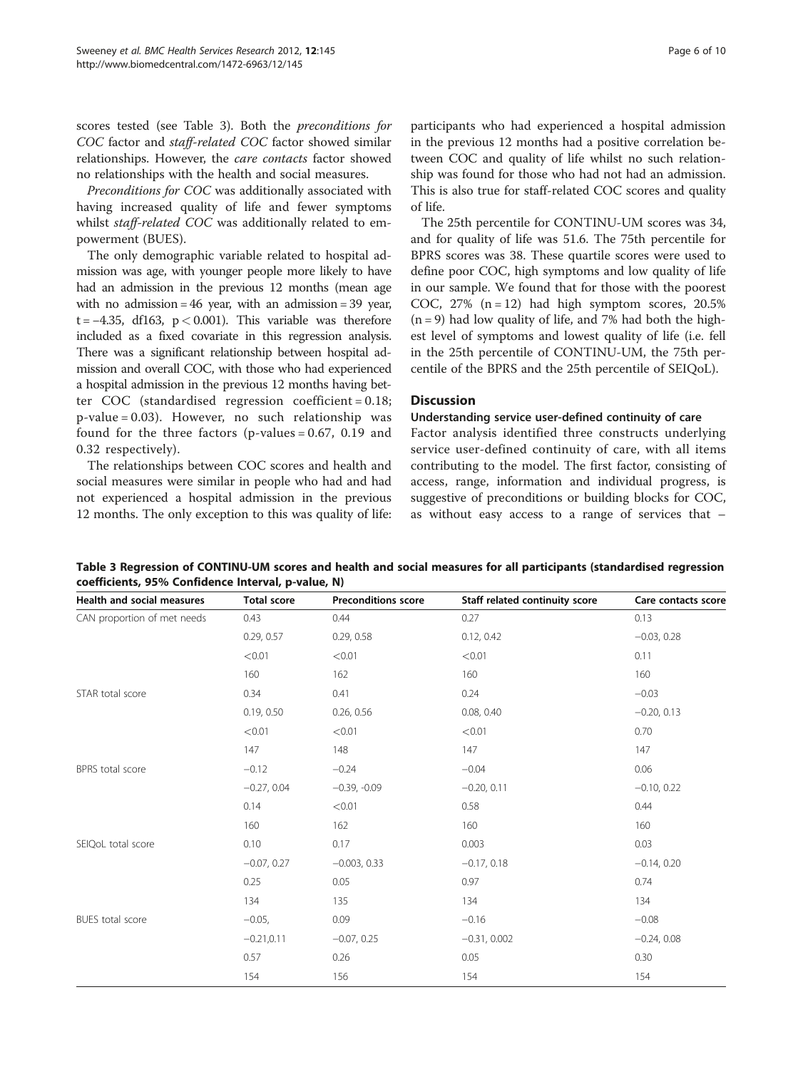scores tested (see Table 3). Both the *preconditions for COC* factor and *staff-related COC* factor showed similar relationships. However, the *care contacts* factor showed no relationships with the health and social measures.

*Preconditions for COC* was additionally associated with having increased quality of life and fewer symptoms whilst *staff-related COC* was additionally related to empowerment (BUES).

The only demographic variable related to hospital admission was age, with younger people more likely to have had an admission in the previous 12 months (mean age with no admission = 46 year, with an admission = 39 year, $t = -4.35$, df163, $p < 0.001$). This variable was therefore included as a fixed covariate in this regression analysis. There was a significant relationship between hospital admission and overall COC, with those who had experienced a hospital admission in the previous 12 months having better COC (standardised regression coefficient = 0.18; p-value = 0.03). However, no such relationship was found for the three factors (p-values = 0.67, 0.19 and 0.32 respectively).

The relationships between COC scores and health and social measures were similar in people who had and had not experienced a hospital admission in the previous 12 months. The only exception to this was quality of life: participants who had experienced a hospital admission in the previous 12 months had a positive correlation between COC and quality of life whilst no such relationship was found for those who had not had an admission. This is also true for staff-related COC scores and quality of life.

The 25th percentile for CONTINU-UM scores was 34, and for quality of life was 51.6. The 75th percentile for BPRS scores was 38. These quartile scores were used to define poor COC, high symptoms and low quality of life in our sample. We found that for those with the poorest COC, 27% (n = 12) had high symptom scores, 20.5% (n = 9) had low quality of life, and 7% had both the highest level of symptoms and lowest quality of life (i.e. fell in the 25th percentile of CONTINU-UM, the 75th percentile of the BPRS and the 25th percentile of SEIQoL).

## Discussion

### Understanding service user-defined continuity of care

Factor analysis identified three constructs underlying service user-defined continuity of care, with all items contributing to the model. The first factor, consisting of access, range, information and individual progress, is suggestive of preconditions or building blocks for COC, as without easy access to a range of services that –

**Table 3 Regression of CONTINU-UM scores and health and social measures for all participants (standardised regression coefficients, 95% Confidence Interval, p-value, N)**

| Health and social measures | Total score | Preconditions score | Staff related continuity score | Care contacts score |
|---|---|---|---|---|
| CAN proportion of met needs | 0.43 | 0.44 | 0.27 | 0.13 |
| | 0.29, 0.57 | 0.29, 0.58 | 0.12, 0.42 | −0.03, 0.28 |
| | <0.01 | <0.01 | <0.01 | 0.11 |
| | 160 | 162 | 160 | 160 |
| STAR total score | 0.34 | 0.41 | 0.24 | −0.03 |
| | 0.19, 0.50 | 0.26, 0.56 | 0.08, 0.40 | −0.20, 0.13 |
| | <0.01 | <0.01 | <0.01 | 0.70 |
| | 147 | 148 | 147 | 147 |
| BPRS total score | −0.12 | −0.24 | −0.04 | 0.06 |
| | −0.27, 0.04 | −0.39, -0.09 | −0.20, 0.11 | −0.10, 0.22 |
| | 0.14 | <0.01 | 0.58 | 0.44 |
| | 160 | 162 | 160 | 160 |
| SEIQoL total score | 0.10 | 0.17 | 0.003 | 0.03 |
| | −0.07, 0.27 | −0.003, 0.33 | −0.17, 0.18 | −0.14, 0.20 |
| | 0.25 | 0.05 | 0.97 | 0.74 |
| | 134 | 135 | 134 | 134 |
| BUES total score | −0.05, | 0.09 | −0.16 | −0.08 |
| | −0.21,0.11 | −0.07, 0.25 | −0.31, 0.002 | −0.24, 0.08 |
| | 0.57 | 0.26 | 0.05 | 0.30 |
| | 154 | 156 | 154 | 154 |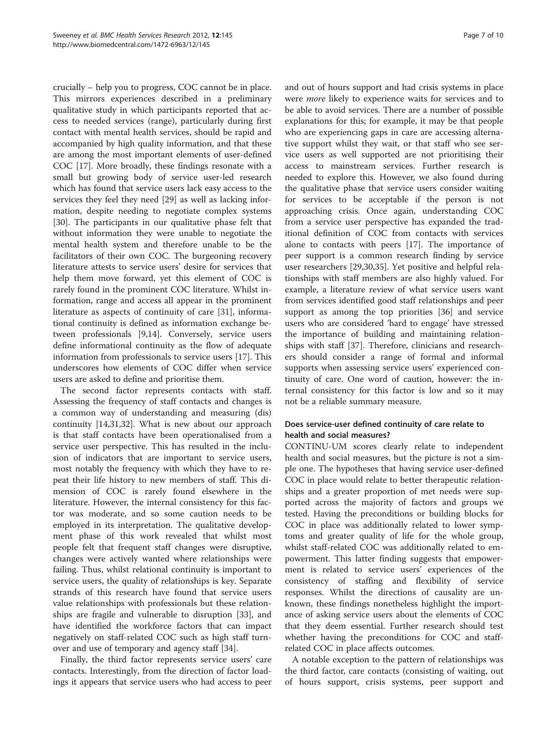crucially – help you to progress, COC cannot be in place. This mirrors experiences described in a preliminary qualitative study in which participants reported that access to needed services (range), particularly during first contact with mental health services, should be rapid and accompanied by high quality information, and that these are among the most important elements of user-defined COC [17]. More broadly, these findings resonate with a small but growing body of service user-led research which has found that service users lack easy access to the services they feel they need [29] as well as lacking information, despite needing to negotiate complex systems [30]. The participants in our qualitative phase felt that without information they were unable to negotiate the mental health system and therefore unable to be the facilitators of their own COC. The burgeoning recovery literature attests to service users' desire for services that help them move forward, yet this element of COC is rarely found in the prominent COC literature. Whilst information, range and access all appear in the prominent literature as aspects of continuity of care [31], informational continuity is defined as information exchange between professionals [9,14]. Conversely, service users define informational continuity as the flow of adequate information from professionals to service users [17]. This underscores how elements of COC differ when service users are asked to define and prioritise them.

The second factor represents contacts with staff. Assessing the frequency of staff contacts and changes is a common way of understanding and measuring (dis) continuity [14,31,32]. What is new about our approach is that staff contacts have been operationalised from a service user perspective. This has resulted in the inclusion of indicators that are important to service users, most notably the frequency with which they have to repeat their life history to new members of staff. This dimension of COC is rarely found elsewhere in the literature. However, the internal consistency for this factor was moderate, and so some caution needs to be employed in its interpretation. The qualitative development phase of this work revealed that whilst most people felt that frequent staff changes were disruptive, changes were actively wanted where relationships were failing. Thus, whilst relational continuity is important to service users, the quality of relationships is key. Separate strands of this research have found that service users value relationships with professionals but these relationships are fragile and vulnerable to disruption [33], and have identified the workforce factors that can impact negatively on staff-related COC such as high staff turnover and use of temporary and agency staff [34].

Finally, the third factor represents service users' care contacts. Interestingly, from the direction of factor loadings it appears that service users who had access to peer and out of hours support and had crisis systems in place were *more* likely to experience waits for services and to be able to avoid services. There are a number of possible explanations for this; for example, it may be that people who are experiencing gaps in care are accessing alternative support whilst they wait, or that staff who see service users as well supported are not prioritising their access to mainstream services. Further research is needed to explore this. However, we also found during the qualitative phase that service users consider waiting for services to be acceptable if the person is not approaching crisis. Once again, understanding COC from a service user perspective has expanded the traditional definition of COC from contacts with services alone to contacts with peers [17]. The importance of peer support is a common research finding by service user researchers [29,30,35]. Yet positive and helpful relationships with staff members are also highly valued. For example, a literature review of what service users want from services identified good staff relationships and peer support as among the top priorities [36] and service users who are considered 'hard to engage' have stressed the importance of building and maintaining relationships with staff [37]. Therefore, clinicians and researchers should consider a range of formal and informal supports when assessing service users' experienced continuity of care. One word of caution, however: the internal consistency for this factor is low and so it may not be a reliable summary measure.

### Does service-user defined continuity of care relate to health and social measures?

CONTINU-UM scores clearly relate to independent health and social measures, but the picture is not a simple one. The hypotheses that having service user-defined COC in place would relate to better therapeutic relationships and a greater proportion of met needs were supported across the majority of factors and groups we tested. Having the preconditions or building blocks for COC in place was additionally related to lower symptoms and greater quality of life for the whole group, whilst staff-related COC was additionally related to empowerment. This latter finding suggests that empowerment is related to service users' experiences of the consistency of staffing and flexibility of service responses. Whilst the directions of causality are unknown, these findings nonetheless highlight the importance of asking service users about the elements of COC that they deem essential. Further research should test whether having the preconditions for COC and staff-related COC in place affects outcomes.

A notable exception to the pattern of relationships was the third factor, care contacts (consisting of waiting, out of hours support, crisis systems, peer support and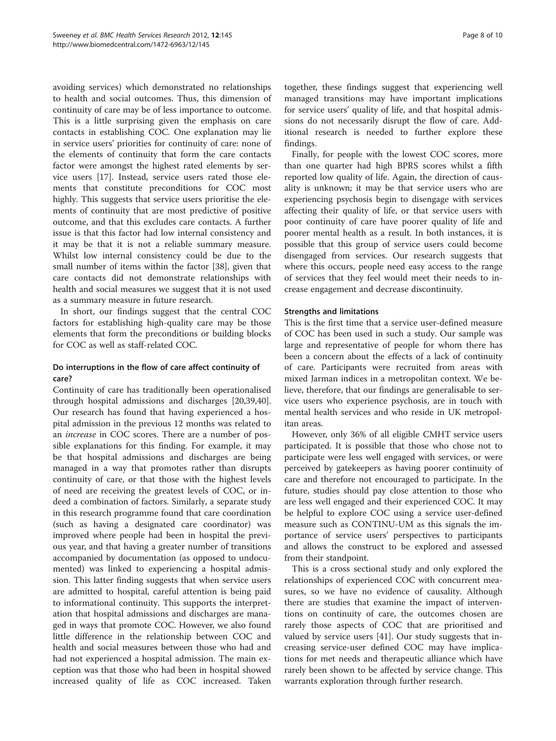avoiding services) which demonstrated no relationships to health and social outcomes. Thus, this dimension of continuity of care may be of less importance to outcome. This is a little surprising given the emphasis on care contacts in establishing COC. One explanation may lie in service users' priorities for continuity of care: none of the elements of continuity that form the care contacts factor were amongst the highest rated elements by service users [17]. Instead, service users rated those elements that constitute preconditions for COC most highly. This suggests that service users prioritise the elements of continuity that are most predictive of positive outcome, and that this excludes care contacts. A further issue is that this factor had low internal consistency and it may be that it is not a reliable summary measure. Whilst low internal consistency could be due to the small number of items within the factor [38], given that care contacts did not demonstrate relationships with health and social measures we suggest that it is not used as a summary measure in future research.

In short, our findings suggest that the central COC factors for establishing high-quality care may be those elements that form the preconditions or building blocks for COC as well as staff-related COC.

### Do interruptions in the flow of care affect continuity of care?

Continuity of care has traditionally been operationalised through hospital admissions and discharges [20,39,40]. Our research has found that having experienced a hospital admission in the previous 12 months was related to an *increase* in COC scores. There are a number of possible explanations for this finding. For example, it may be that hospital admissions and discharges are being managed in a way that promotes rather than disrupts continuity of care, or that those with the highest levels of need are receiving the greatest levels of COC, or indeed a combination of factors. Similarly, a separate study in this research programme found that care coordination (such as having a designated care coordinator) was improved where people had been in hospital the previous year, and that having a greater number of transitions accompanied by documentation (as opposed to undocumented) was linked to experiencing a hospital admission. This latter finding suggests that when service users are admitted to hospital, careful attention is being paid to informational continuity. This supports the interpretation that hospital admissions and discharges are managed in ways that promote COC. However, we also found little difference in the relationship between COC and health and social measures between those who had and had not experienced a hospital admission. The main exception was that those who had been in hospital showed increased quality of life as COC increased. Taken together, these findings suggest that experiencing well managed transitions may have important implications for service users' quality of life, and that hospital admissions do not necessarily disrupt the flow of care. Additional research is needed to further explore these findings.

Finally, for people with the lowest COC scores, more than one quarter had high BPRS scores whilst a fifth reported low quality of life. Again, the direction of causality is unknown; it may be that service users who are experiencing psychosis begin to disengage with services affecting their quality of life, or that service users with poor continuity of care have poorer quality of life and poorer mental health as a result. In both instances, it is possible that this group of service users could become disengaged from services. Our research suggests that where this occurs, people need easy access to the range of services that they feel would meet their needs to increase engagement and decrease discontinuity.

### Strengths and limitations

This is the first time that a service user-defined measure of COC has been used in such a study. Our sample was large and representative of people for whom there has been a concern about the effects of a lack of continuity of care. Participants were recruited from areas with mixed Jarman indices in a metropolitan context. We believe, therefore, that our findings are generalisable to service users who experience psychosis, are in touch with mental health services and who reside in UK metropolitan areas.

However, only 36% of all eligible CMHT service users participated. It is possible that those who chose not to participate were less well engaged with services, or were perceived by gatekeepers as having poorer continuity of care and therefore not encouraged to participate. In the future, studies should pay close attention to those who are less well engaged and their experienced COC. It may be helpful to explore COC using a service user-defined measure such as CONTINU-UM as this signals the importance of service users' perspectives to participants and allows the construct to be explored and assessed from their standpoint.

This is a cross sectional study and only explored the relationships of experienced COC with concurrent measures, so we have no evidence of causality. Although there are studies that examine the impact of interventions on continuity of care, the outcomes chosen are rarely those aspects of COC that are prioritised and valued by service users [41]. Our study suggests that increasing service-user defined COC may have implications for met needs and therapeutic alliance which have rarely been shown to be affected by service change. This warrants exploration through further research.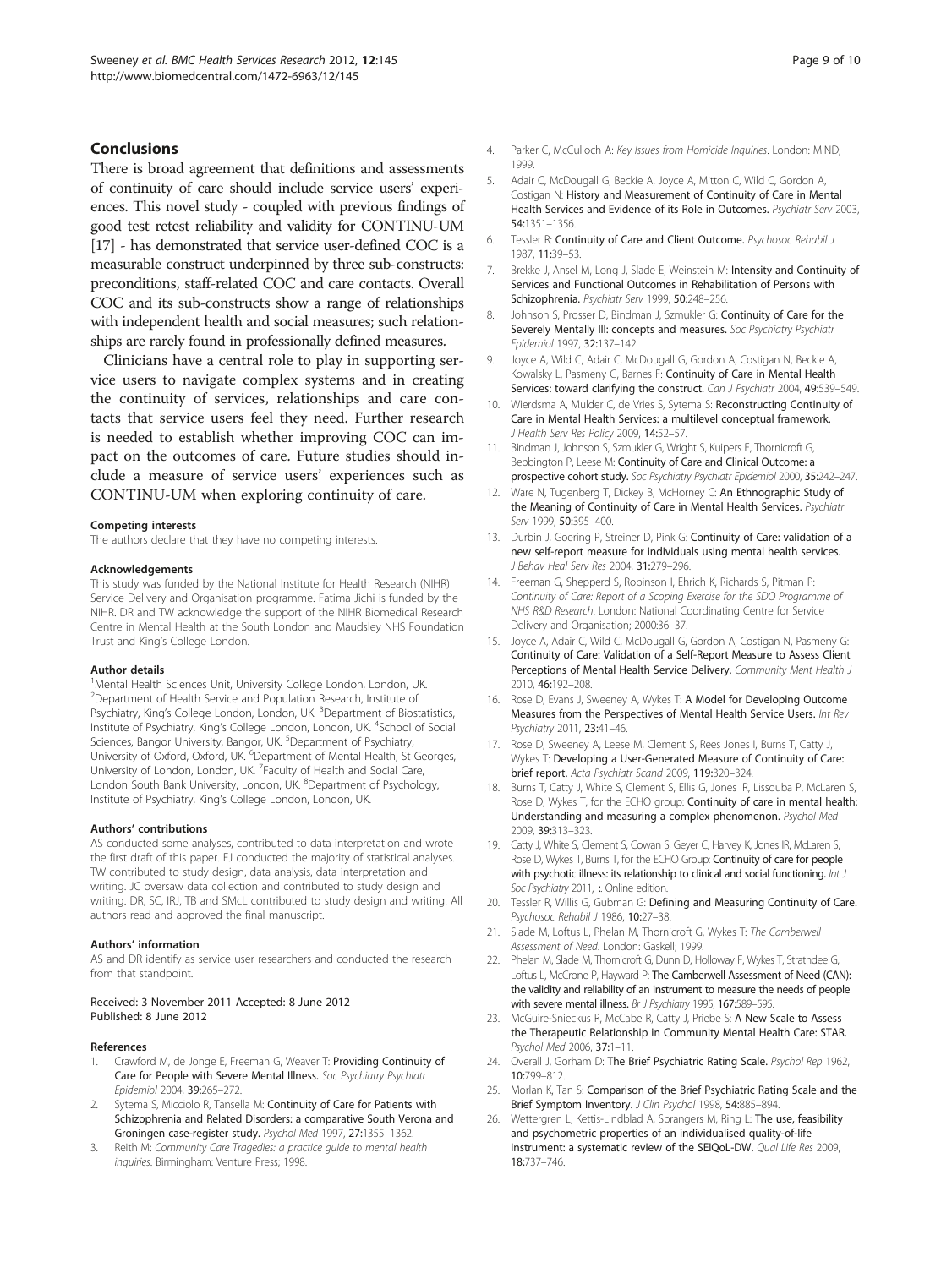## Conclusions

There is broad agreement that definitions and assessments of continuity of care should include service users' experiences. This novel study - coupled with previous findings of good test retest reliability and validity for CONTINU-UM [17] - has demonstrated that service user-defined COC is a measurable construct underpinned by three sub-constructs: preconditions, staff-related COC and care contacts. Overall COC and its sub-constructs show a range of relationships with independent health and social measures; such relationships are rarely found in professionally defined measures.

Clinicians have a central role to play in supporting service users to navigate complex systems and in creating the continuity of services, relationships and care contacts that service users feel they need. Further research is needed to establish whether improving COC can impact on the outcomes of care. Future studies should include a measure of service users' experiences such as CONTINU-UM when exploring continuity of care.

#### Competing interests

The authors declare that they have no competing interests.

#### Acknowledgements

This study was funded by the National Institute for Health Research (NIHR) Service Delivery and Organisation programme. Fatima Jichi is funded by the NIHR. DR and TW acknowledge the support of the NIHR Biomedical Research Centre in Mental Health at the South London and Maudsley NHS Foundation Trust and King's College London.

#### Author details

[1]Mental Health Sciences Unit, University College London, London, UK. [2]Department of Health Service and Population Research, Institute of Psychiatry, King's College London, London, UK. [3]Department of Biostatistics, Institute of Psychiatry, King's College London, London, UK. [4]School of Social Sciences, Bangor University, Bangor, UK. [5]Department of Psychiatry, University of Oxford, Oxford, UK. [6]Department of Mental Health, St Georges, University of London, London, UK. [7]Faculty of Health and Social Care, London South Bank University, London, UK. [8]Department of Psychology, Institute of Psychiatry, King's College London, London, UK.

#### Authors' contributions

AS conducted some analyses, contributed to data interpretation and wrote the first draft of this paper. FJ conducted the majority of statistical analyses. TW contributed to study design, data analysis, data interpretation and writing. JC oversaw data collection and contributed to study design and writing. DR, SC, IRJ, TB and SMcL contributed to study design and writing. All authors read and approved the final manuscript.

#### Authors' information

AS and DR identify as service user researchers and conducted the research from that standpoint.

Received: 3 November 2011 Accepted: 8 June 2012
Published: 8 June 2012

#### References

1. Crawford M, de Jonge E, Freeman G, Weaver T: **Providing Continuity of Care for People with Severe Mental Illness.** *Soc Psychiatry Psychiatr Epidemiol* 2004, **39:**265–272.
2. Sytema S, Micciolo R, Tansella M: **Continuity of Care for Patients with Schizophrenia and Related Disorders: a comparative South Verona and Groningen case-register study.** *Psychol Med* 1997, **27:**1355–1362.
3. Reith M: *Community Care Tragedies: a practice guide to mental health inquiries*. Birmingham: Venture Press; 1998.
4. Parker C, McCulloch A: *Key Issues from Homicide Inquiries*. London: MIND; 1999.
5. Adair C, McDougall G, Beckie A, Joyce A, Mitton C, Wild C, Gordon A, Costigan N: **History and Measurement of Continuity of Care in Mental Health Services and Evidence of its Role in Outcomes.** *Psychiatr Serv* 2003, **54:**1351–1356.
6. Tessler R: **Continuity of Care and Client Outcome.** *Psychosoc Rehabil J* 1987, **11:**39–53.
7. Brekke J, Ansel M, Long J, Slade E, Weinstein M: **Intensity and Continuity of Services and Functional Outcomes in Rehabilitation of Persons with Schizophrenia.** *Psychiatr Serv* 1999, **50:**248–256.
8. Johnson S, Prosser D, Bindman J, Szmukler G: **Continuity of Care for the Severely Mentally Ill: concepts and measures.** *Soc Psychiatry Psychiatr Epidemiol* 1997, **32:**137–142.
9. Joyce A, Wild C, Adair C, McDougall G, Gordon A, Costigan N, Beckie A, Kowalsky L, Pasmeny G, Barnes F: **Continuity of Care in Mental Health Services: toward clarifying the construct.** *Can J Psychiatr* 2004, **49:**539–549.
10. Wierdsma A, Mulder C, de Vries S, Sytema S: **Reconstructing Continuity of Care in Mental Health Services: a multilevel conceptual framework.** *J Health Serv Res Policy* 2009, **14:**52–57.
11. Bindman J, Johnson S, Szmukler G, Wright S, Kuipers E, Thornicroft G, Bebbington P, Leese M: **Continuity of Care and Clinical Outcome: a prospective cohort study.** *Soc Psychiatry Psychiatr Epidemiol* 2000, **35:**242–247.
12. Ware N, Tugenberg T, Dickey B, McHorney C: **An Ethnographic Study of the Meaning of Continuity of Care in Mental Health Services.** *Psychiatr Serv* 1999, **50:**395–400.
13. Durbin J, Goering P, Streiner D, Pink G: **Continuity of Care: validation of a new self-report measure for individuals using mental health services.** *J Behav Heal Serv Res* 2004, **31:**279–296.
14. Freeman G, Shepperd S, Robinson I, Ehrich K, Richards S, Pitman P: *Continuity of Care: Report of a Scoping Exercise for the SDO Programme of NHS R&D Research*. London: National Coordinating Centre for Service Delivery and Organisation; 2000:36–37.
15. Joyce A, Adair C, Wild C, McDougall G, Gordon A, Costigan N, Pasmeny G: **Continuity of Care: Validation of a Self-Report Measure to Assess Client Perceptions of Mental Health Service Delivery.** *Community Ment Health J* 2010, **46:**192–208.
16. Rose D, Evans J, Sweeney A, Wykes T: **A Model for Developing Outcome Measures from the Perspectives of Mental Health Service Users.** *Int Rev Psychiatry* 2011, **23:**41–46.
17. Rose D, Sweeney A, Leese M, Clement S, Rees Jones I, Burns T, Catty J, Wykes T: **Developing a User-Generated Measure of Continuity of Care: brief report.** *Acta Psychiatr Scand* 2009, **119:**320–324.
18. Burns T, Catty J, White S, Clement S, Ellis G, Jones IR, Lissouba P, McLaren S, Rose D, Wykes T, for the ECHO group: **Continuity of care in mental health: Understanding and measuring a complex phenomenon.** *Psychol Med* 2009, **39:**313–323.
19. Catty J, White S, Clement S, Cowan S, Geyer C, Harvey K, Jones IR, McLaren S, Rose D, Wykes T, Burns T, for the ECHO Group: **Continuity of care for people with psychotic illness: its relationship to clinical and social functioning.** *Int J Soc Psychiatry* 2011, **:**. Online edition.
20. Tessler R, Willis G, Gubman G: **Defining and Measuring Continuity of Care.** *Psychosoc Rehabil J* 1986, **10:**27–38.
21. Slade M, Loftus L, Phelan M, Thornicroft G, Wykes T: *The Camberwell Assessment of Need*. London: Gaskell; 1999.
22. Phelan M, Slade M, Thornicroft G, Dunn D, Holloway F, Wykes T, Strathdee G, Loftus L, McCrone P, Hayward P: **The Camberwell Assessment of Need (CAN): the validity and reliability of an instrument to measure the needs of people with severe mental illness.** *Br J Psychiatry* 1995, **167:**589–595.
23. McGuire-Snieckus R, McCabe R, Catty J, Priebe S: **A New Scale to Assess the Therapeutic Relationship in Community Mental Health Care: STAR.** *Psychol Med* 2006, **37:**1–11.
24. Overall J, Gorham D: **The Brief Psychiatric Rating Scale.** *Psychol Rep* 1962, **10:**799–812.
25. Morlan K, Tan S: **Comparison of the Brief Psychiatric Rating Scale and the Brief Symptom Inventory.** *J Clin Psychol* 1998, **54:**885–894.
26. Wettergren L, Kettis-Lindblad A, Sprangers M, Ring L: **The use, feasibility and psychometric properties of an individualised quality-of-life instrument: a systematic review of the SEIQoL-DW.** *Qual Life Res* 2009, **18:**737–746.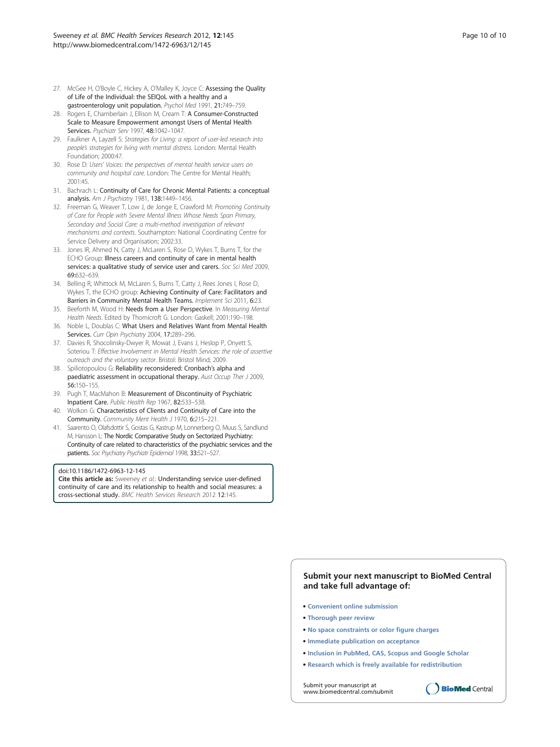27. McGee H, O'Boyle C, Hickey A, O'Malley K, Joyce C: **Assessing the Quality of Life of the Individual: the SEIQoL with a healthy and a gastroenterology unit population.** *Psychol Med* 1991, **21**:749–759.
28. Rogers E, Chamberlain J, Ellison M, Cream T: **A Consumer-Constructed Scale to Measure Empowerment amongst Users of Mental Health Services.** *Psychiatr Serv* 1997, **48**:1042–1047.
29. Faulkner A, Layzell S: *Strategies for Living: a report of user-led research into people's strategies for living with mental distress.* London: Mental Health Foundation; 2000:47.
30. Rose D: *Users' Voices: the perspectives of mental health service users on community and hospital care.* London: The Centre for Mental Health; 2001:45.
31. Bachrach L: **Continuity of Care for Chronic Mental Patients: a conceptual analysis.** *Am J Psychiatry* 1981, **138**:1449–1456.
32. Freeman G, Weaver T, Low J, de Jonge E, Crawford M: *Promoting Continuity of Care for People with Severe Mental Illness Whose Needs Span Primary, Secondary and Social Care: a multi-method investigation of relevant mechanisms and contexts.* Southampton: National Coordinating Centre for Service Delivery and Organisation; 2002:33.
33. Jones IR, Ahmed N, Catty J, McLaren S, Rose D, Wykes T, Burns T, for the ECHO Group: **Illness careers and continuity of care in mental health services: a qualitative study of service user and carers.** *Soc Sci Med* 2009, **69**:632–639.
34. Belling R, Whittock M, McLaren S, Burns T, Catty J, Rees Jones I, Rose D, Wykes T, the ECHO group: **Achieving Continuity of Care: Facilitators and Barriers in Community Mental Health Teams.** *Implement Sci* 2011, **6**:23.
35. Beeforth M, Wood H: **Needs from a User Perspective**. In *Measuring Mental Health Needs*. Edited by Thornicroft G. London: Gaskell; 2001:190–198.
36. Noble L, Doublas C: **What Users and Relatives Want from Mental Health Services.** *Curr Opin Psychiatry* 2004, **17**:289–296.
37. Davies R, Shocolinsky-Dwyer R, Mowat J, Evans J, Heslop P, Onyett S, Soteriou T: *Effective Involvement in Mental Health Services: the role of assertive outreach and the voluntary sector.* Bristol: Bristol Mind; 2009.
38. Spiliotopoulou G: **Reliability reconsidered: Cronbach's alpha and paediatric assessment in occupational therapy.** *Aust Occup Ther J* 2009, **56**:150–155.
39. Pugh T, MacMahon B: **Measurement of Discontinuity of Psychiatric Inpatient Care.** *Public Health Rep* 1967, **82**:533–538.
40. Wolkon G: **Characteristics of Clients and Continuity of Care into the Community.** *Community Ment Health J* 1970, **6**:215–221.
41. Saarento O, Olafsdottir S, Gostas G, Kastrup M, Lonnerberg O, Muus S, Sandlund M, Hansson L: **The Nordic Comparative Study on Sectorized Psychiatry: Continuity of care related to characteristics of the psychiatric services and the patients.** *Soc Psychiatry Psychiatr Epidemiol* 1998, **33**:521–527.

doi:10.1186/1472-6963-12-145

**Cite this article as:** Sweeney *et al.*: Understanding service user-defined continuity of care and its relationship to health and social measures: a cross-sectional study. *BMC Health Services Research* 2012 **12**:145.

**Submit your next manuscript to BioMed Central and take full advantage of:**

- **Convenient online submission**
- **Thorough peer review**
- **No space constraints or color figure charges**
- **Immediate publication on acceptance**
- **Inclusion in PubMed, CAS, Scopus and Google Scholar**
- **Research which is freely available for redistribution**

Submit your manuscript at
www.biomedcentral.com/submit

BioMed Central